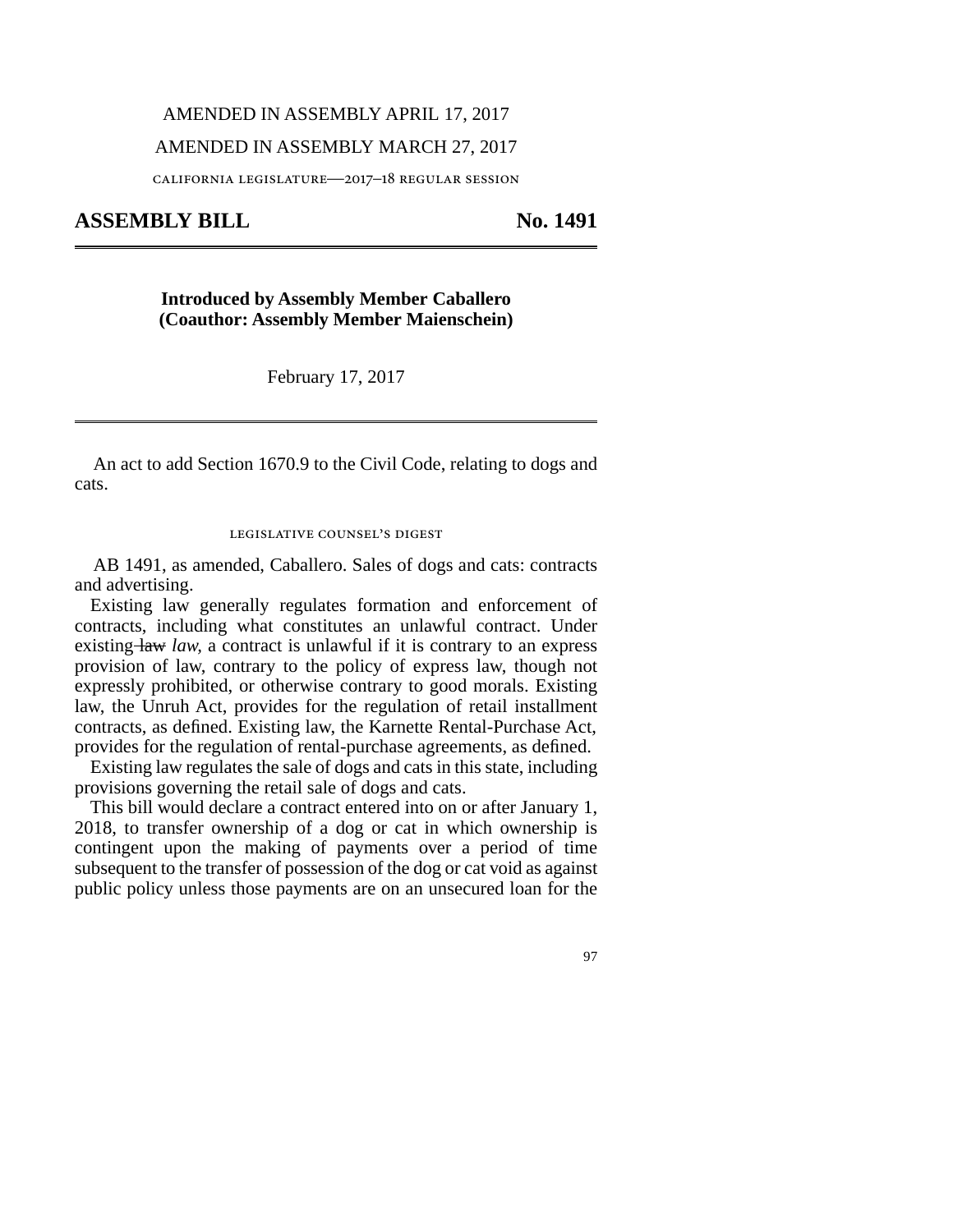AMENDED IN ASSEMBLY APRIL 17, 2017

AMENDED IN ASSEMBLY MARCH 27, 2017

CALIFORNIA LEGISLATURE—2017–18 REGULAR SESSION

# ASSEMBLY BILL No. 1491

**Introduced by Assembly Member Caballero**
**(Coauthor: Assembly Member Maienschein)**

February 17, 2017

An act to add Section 1670.9 to the Civil Code, relating to dogs and cats.

LEGISLATIVE COUNSEL'S DIGEST

AB 1491, as amended, Caballero. Sales of dogs and cats: contracts and advertising.

Existing law generally regulates formation and enforcement of contracts, including what constitutes an unlawful contract. Under existing ~~law~~ *law,* a contract is unlawful if it is contrary to an express provision of law, contrary to the policy of express law, though not expressly prohibited, or otherwise contrary to good morals. Existing law, the Unruh Act, provides for the regulation of retail installment contracts, as defined. Existing law, the Karnette Rental-Purchase Act, provides for the regulation of rental-purchase agreements, as defined.

Existing law regulates the sale of dogs and cats in this state, including provisions governing the retail sale of dogs and cats.

This bill would declare a contract entered into on or after January 1, 2018, to transfer ownership of a dog or cat in which ownership is contingent upon the making of payments over a period of time subsequent to the transfer of possession of the dog or cat void as against public policy unless those payments are on an unsecured loan for the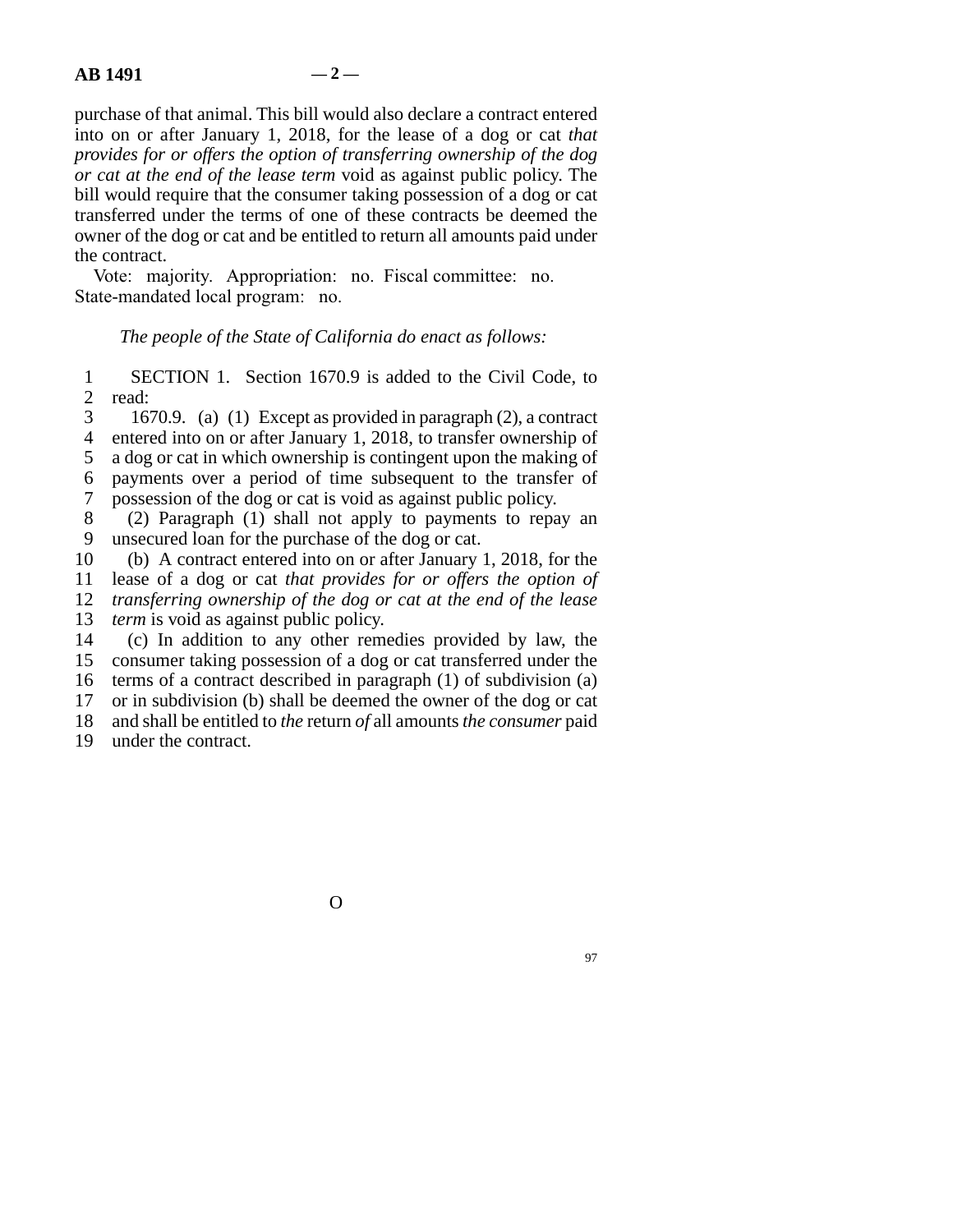purchase of that animal. This bill would also declare a contract entered into on or after January 1, 2018, for the lease of a dog or cat *that provides for or offers the option of transferring ownership of the dog or cat at the end of the lease term* void as against public policy. The bill would require that the consumer taking possession of a dog or cat transferred under the terms of one of these contracts be deemed the owner of the dog or cat and be entitled to return all amounts paid under the contract.

Vote: majority. Appropriation: no. Fiscal committee: no. State-mandated local program: no.

*The people of the State of California do enact as follows:*

SECTION 1. Section 1670.9 is added to the Civil Code, to read:

1670.9. (a) (1) Except as provided in paragraph (2), a contract entered into on or after January 1, 2018, to transfer ownership of a dog or cat in which ownership is contingent upon the making of payments over a period of time subsequent to the transfer of possession of the dog or cat is void as against public policy.

(2) Paragraph (1) shall not apply to payments to repay an unsecured loan for the purchase of the dog or cat.

(b) A contract entered into on or after January 1, 2018, for the lease of a dog or cat *that provides for or offers the option of transferring ownership of the dog or cat at the end of the lease term* is void as against public policy.

(c) In addition to any other remedies provided by law, the consumer taking possession of a dog or cat transferred under the terms of a contract described in paragraph (1) of subdivision (a) or in subdivision (b) shall be deemed the owner of the dog or cat and shall be entitled to *the* return *of* all amounts *the consumer* paid under the contract.

O